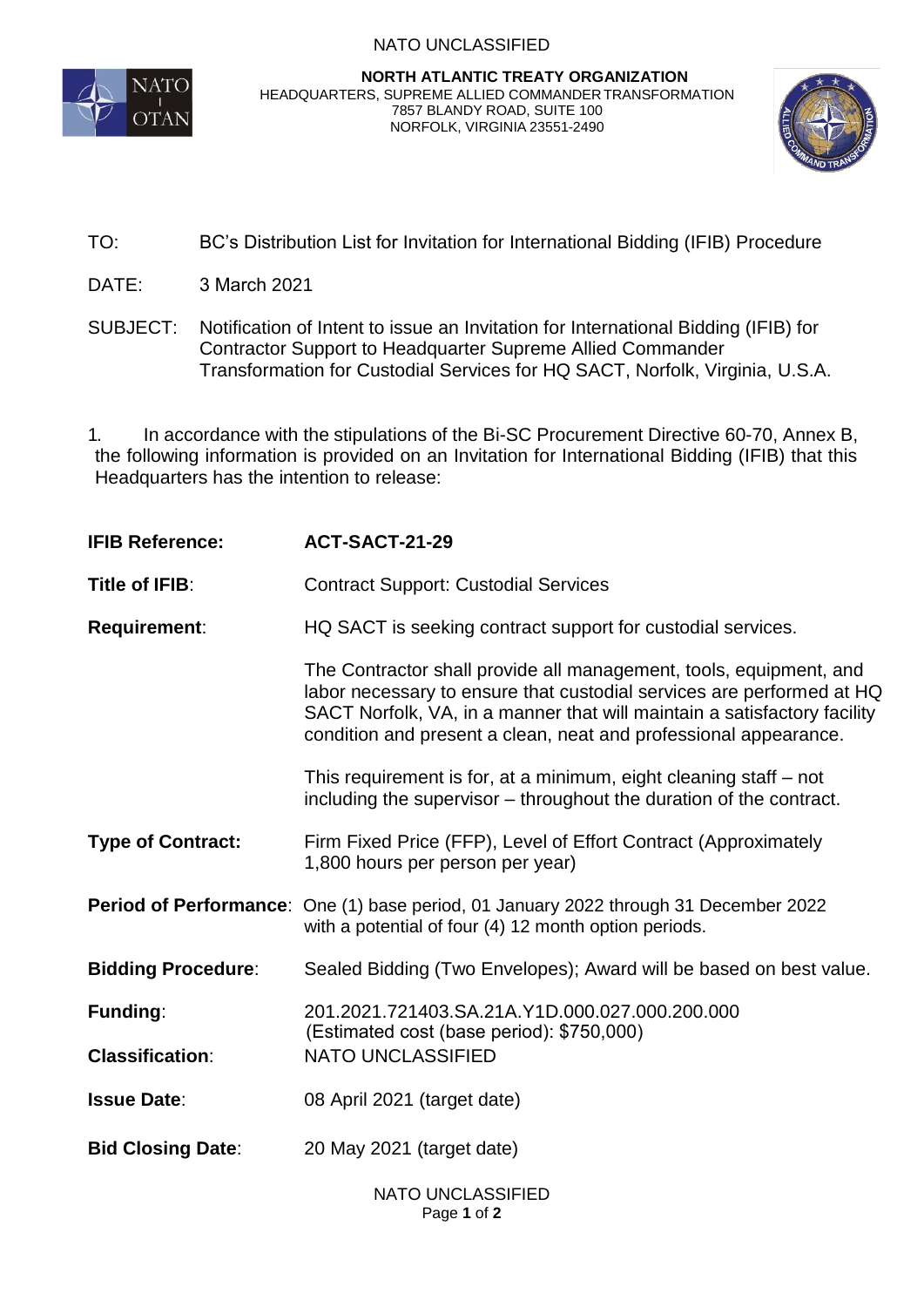NATO UNCLASSIFIED

**NORTH ATLANTIC TREATY ORGANIZATION**
HEADQUARTERS, SUPREME ALLIED COMMANDER TRANSFORMATION
7857 BLANDY ROAD, SUITE 100
NORFOLK, VIRGINIA 23551-2490

TO: BC's Distribution List for Invitation for International Bidding (IFIB) Procedure

DATE: 3 March 2021

SUBJECT: Notification of Intent to issue an Invitation for International Bidding (IFIB) for Contractor Support to Headquarter Supreme Allied Commander Transformation for Custodial Services for HQ SACT, Norfolk, Virginia, U.S.A.

1. In accordance with the stipulations of the Bi-SC Procurement Directive 60-70, Annex B, the following information is provided on an Invitation for International Bidding (IFIB) that this Headquarters has the intention to release:

**IFIB Reference:** **ACT-SACT-21-29**

**Title of IFIB**: Contract Support: Custodial Services

**Requirement**: HQ SACT is seeking contract support for custodial services.

The Contractor shall provide all management, tools, equipment, and labor necessary to ensure that custodial services are performed at HQ SACT Norfolk, VA, in a manner that will maintain a satisfactory facility condition and present a clean, neat and professional appearance.

This requirement is for, at a minimum, eight cleaning staff – not including the supervisor – throughout the duration of the contract.

**Type of Contract:** Firm Fixed Price (FFP), Level of Effort Contract (Approximately 1,800 hours per person per year)

**Period of Performance**: One (1) base period, 01 January 2022 through 31 December 2022 with a potential of four (4) 12 month option periods.

**Bidding Procedure**: Sealed Bidding (Two Envelopes); Award will be based on best value.

**Funding**: 201.2021.721403.SA.21A.Y1D.000.027.000.200.000 (Estimated cost (base period): $750,000)

**Classification**: NATO UNCLASSIFIED

**Issue Date**: 08 April 2021 (target date)

**Bid Closing Date**: 20 May 2021 (target date)

NATO UNCLASSIFIED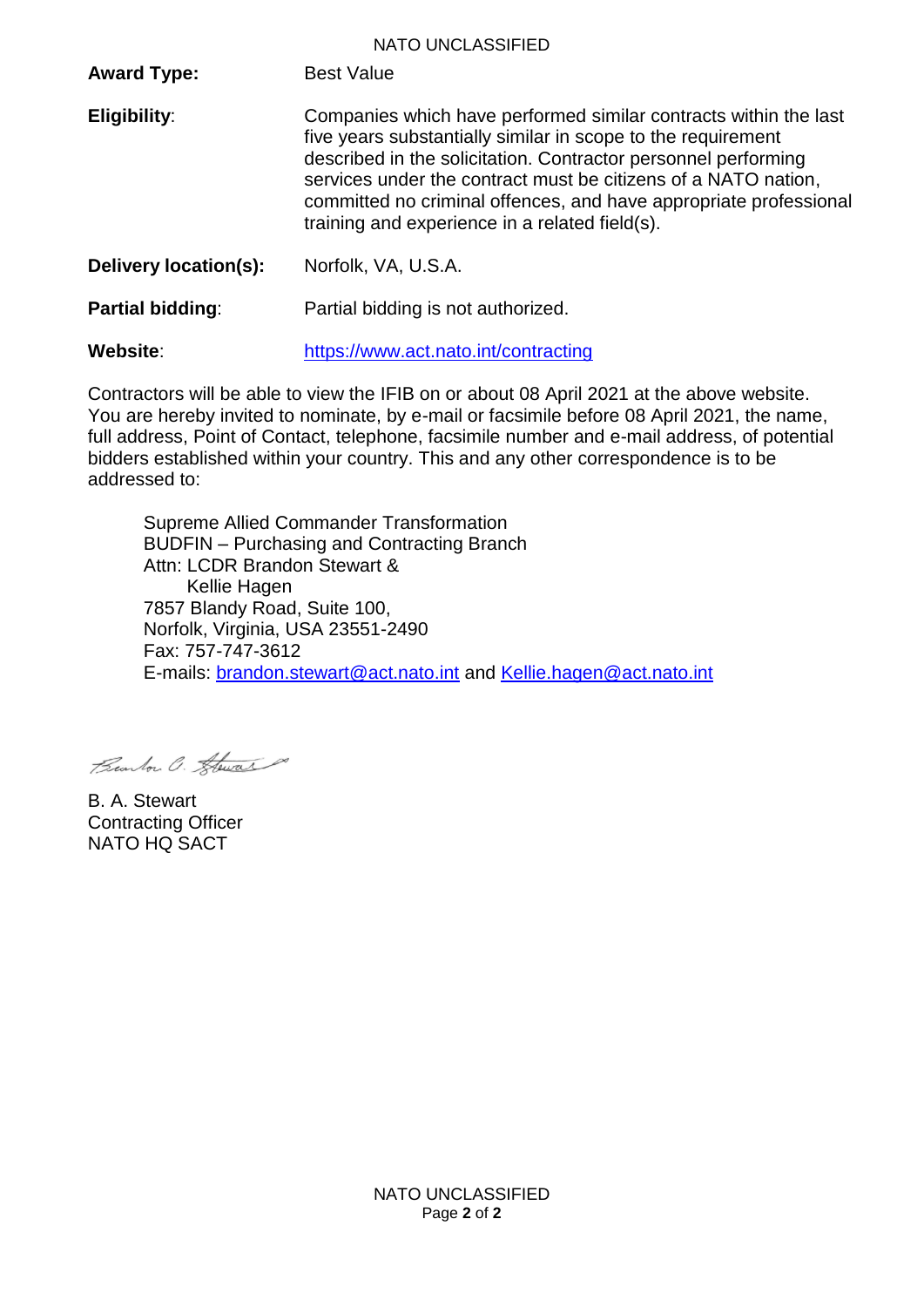**Award Type:** Best Value

**Eligibility**: Companies which have performed similar contracts within the last five years substantially similar in scope to the requirement described in the solicitation. Contractor personnel performing services under the contract must be citizens of a NATO nation, committed no criminal offences, and have appropriate professional training and experience in a related field(s).

**Delivery location(s):** Norfolk, VA, U.S.A.

**Partial bidding**: Partial bidding is not authorized.

**Website**: https://www.act.nato.int/contracting

Contractors will be able to view the IFIB on or about 08 April 2021 at the above website. You are hereby invited to nominate, by e-mail or facsimile before 08 April 2021, the name, full address, Point of Contact, telephone, facsimile number and e-mail address, of potential bidders established within your country. This and any other correspondence is to be addressed to:

Supreme Allied Commander Transformation
BUDFIN – Purchasing and Contracting Branch
Attn: LCDR Brandon Stewart &
Kellie Hagen
7857 Blandy Road, Suite 100,
Norfolk, Virginia, USA 23551-2490
Fax: 757-747-3612
E-mails: brandon.stewart@act.nato.int and Kellie.hagen@act.nato.int

B. A. Stewart
Contracting Officer
NATO HQ SACT